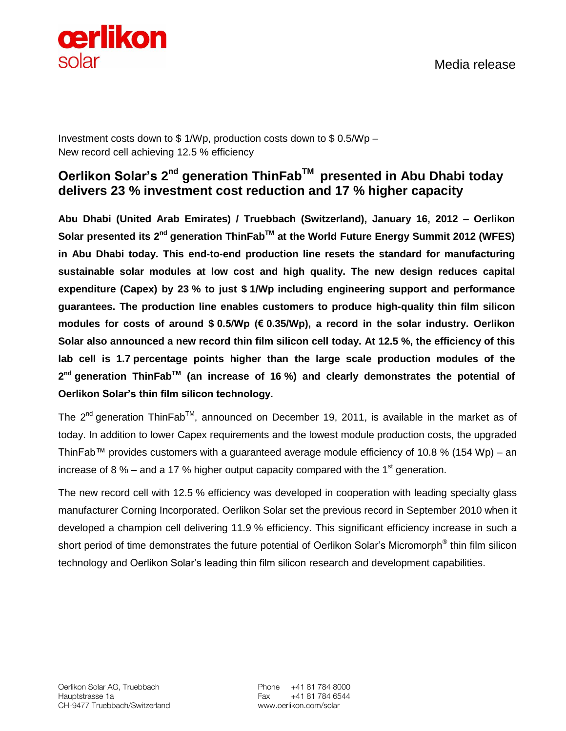oerlikon solar

Media release

Investment costs down to $ 1/Wp, production costs down to $ 0.5/Wp –
New record cell achieving 12.5 % efficiency

# Oerlikon Solar's 2nd generation ThinFab™ presented in Abu Dhabi today delivers 23 % investment cost reduction and 17 % higher capacity

**Abu Dhabi (United Arab Emirates) / Truebbach (Switzerland), January 16, 2012 – Oerlikon Solar presented its 2nd generation ThinFab™ at the World Future Energy Summit 2012 (WFES) in Abu Dhabi today. This end-to-end production line resets the standard for manufacturing sustainable solar modules at low cost and high quality. The new design reduces capital expenditure (Capex) by 23 % to just $ 1/Wp including engineering support and performance guarantees. The production line enables customers to produce high-quality thin film silicon modules for costs of around $ 0.5/Wp (€ 0.35/Wp), a record in the solar industry. Oerlikon Solar also announced a new record thin film silicon cell today. At 12.5 %, the efficiency of this lab cell is 1.7 percentage points higher than the large scale production modules of the 2nd generation ThinFab™ (an increase of 16 %) and clearly demonstrates the potential of Oerlikon Solar's thin film silicon technology.**

The 2nd generation ThinFab™, announced on December 19, 2011, is available in the market as of today. In addition to lower Capex requirements and the lowest module production costs, the upgraded ThinFab™ provides customers with a guaranteed average module efficiency of 10.8 % (154 Wp) – an increase of 8 % – and a 17 % higher output capacity compared with the 1st generation.

The new record cell with 12.5 % efficiency was developed in cooperation with leading specialty glass manufacturer Corning Incorporated. Oerlikon Solar set the previous record in September 2010 when it developed a champion cell delivering 11.9 % efficiency. This significant efficiency increase in such a short period of time demonstrates the future potential of Oerlikon Solar's Micromorph® thin film silicon technology and Oerlikon Solar's leading thin film silicon research and development capabilities.

Oerlikon Solar AG, Truebbach
Hauptstrasse 1a
CH-9477 Truebbach/Switzerland

Phone +41 81 784 8000
Fax +41 81 784 6544
www.oerlikon.com/solar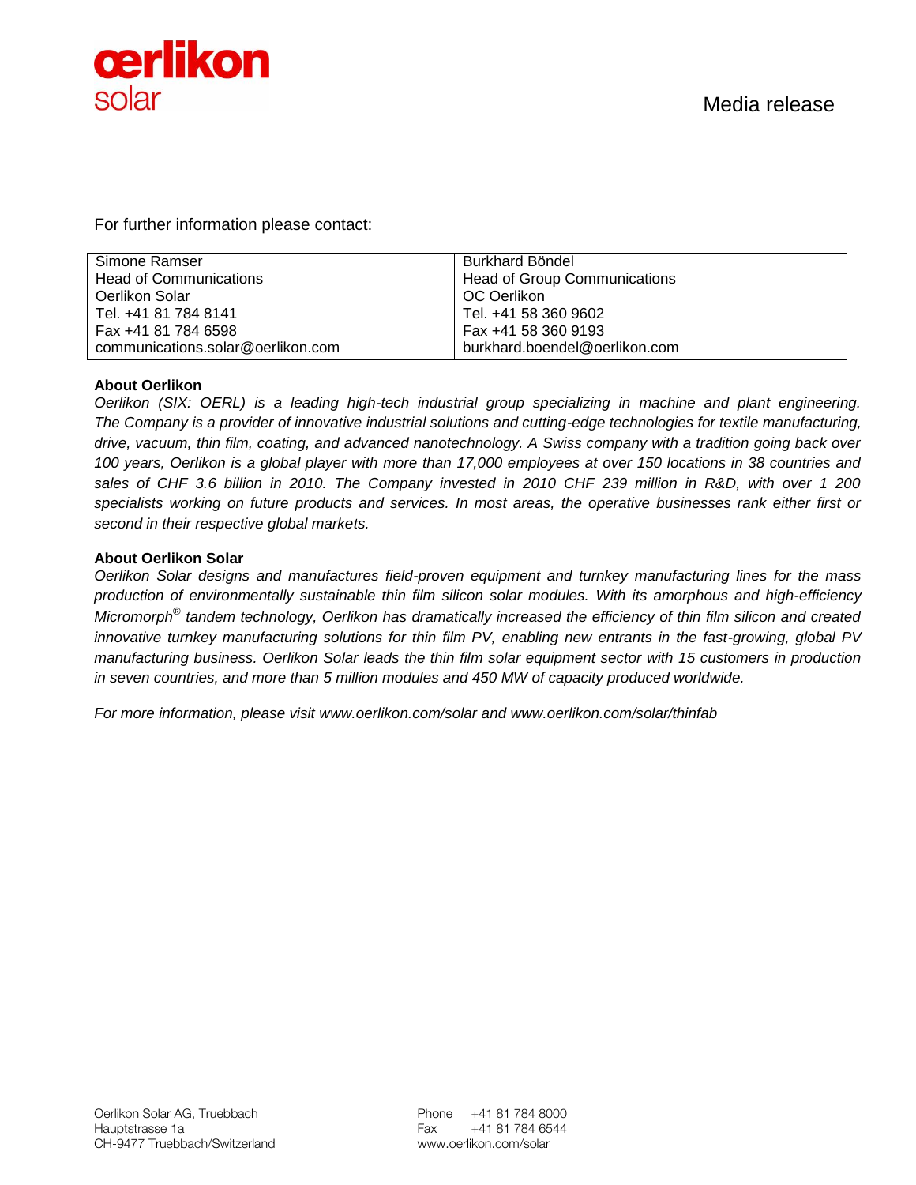For further information please contact:

| | |
|---|---|
| Simone Ramser<br>Head of Communications<br>Oerlikon Solar<br>Tel. +41 81 784 8141<br>Fax +41 81 784 6598<br>communications.solar@oerlikon.com | Burkhard Böndel<br>Head of Group Communications<br>OC Oerlikon<br>Tel. +41 58 360 9602<br>Fax +41 58 360 9193<br>burkhard.boendel@oerlikon.com |

**About Oerlikon**

*Oerlikon (SIX: OERL) is a leading high-tech industrial group specializing in machine and plant engineering. The Company is a provider of innovative industrial solutions and cutting-edge technologies for textile manufacturing, drive, vacuum, thin film, coating, and advanced nanotechnology. A Swiss company with a tradition going back over 100 years, Oerlikon is a global player with more than 17,000 employees at over 150 locations in 38 countries and sales of CHF 3.6 billion in 2010. The Company invested in 2010 CHF 239 million in R&D, with over 1 200 specialists working on future products and services. In most areas, the operative businesses rank either first or second in their respective global markets.*

**About Oerlikon Solar**

*Oerlikon Solar designs and manufactures field-proven equipment and turnkey manufacturing lines for the mass production of environmentally sustainable thin film silicon solar modules. With its amorphous and high-efficiency Micromorph® tandem technology, Oerlikon has dramatically increased the efficiency of thin film silicon and created innovative turnkey manufacturing solutions for thin film PV, enabling new entrants in the fast-growing, global PV manufacturing business. Oerlikon Solar leads the thin film solar equipment sector with 15 customers in production in seven countries, and more than 5 million modules and 450 MW of capacity produced worldwide.*

*For more information, please visit www.oerlikon.com/solar and www.oerlikon.com/solar/thinfab*

Oerlikon Solar AG, Truebbach
Hauptstrasse 1a
CH-9477 Truebbach/Switzerland

Phone +41 81 784 8000
Fax +41 81 784 6544
www.oerlikon.com/solar